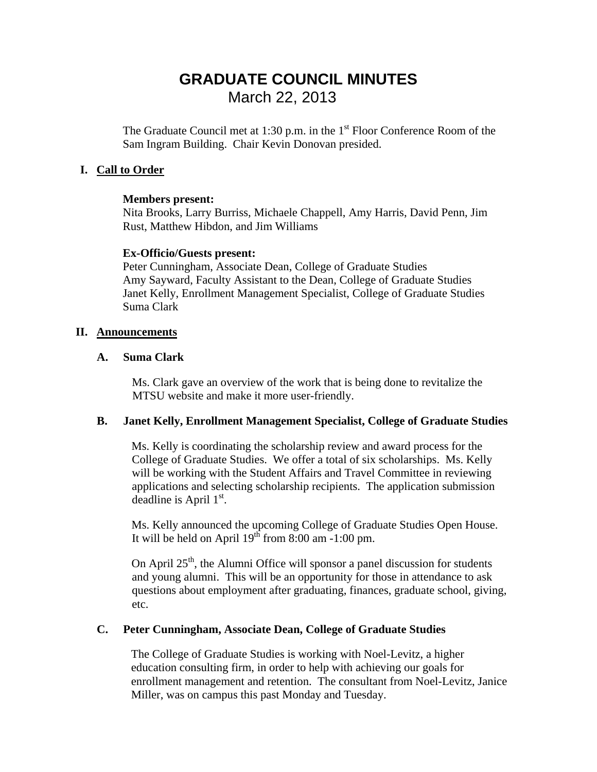# GRADUATE COUNCIL MINUTES

March 22, 2013

The Graduate Council met at 1:30 p.m. in the 1st Floor Conference Room of the Sam Ingram Building. Chair Kevin Donovan presided.

## I. Call to Order

**Members present:**
Nita Brooks, Larry Burriss, Michaele Chappell, Amy Harris, David Penn, Jim Rust, Matthew Hibdon, and Jim Williams

**Ex-Officio/Guests present:**
Peter Cunningham, Associate Dean, College of Graduate Studies
Amy Sayward, Faculty Assistant to the Dean, College of Graduate Studies
Janet Kelly, Enrollment Management Specialist, College of Graduate Studies
Suma Clark

## II. Announcements

### A. Suma Clark

Ms. Clark gave an overview of the work that is being done to revitalize the MTSU website and make it more user-friendly.

### B. Janet Kelly, Enrollment Management Specialist, College of Graduate Studies

Ms. Kelly is coordinating the scholarship review and award process for the College of Graduate Studies. We offer a total of six scholarships. Ms. Kelly will be working with the Student Affairs and Travel Committee in reviewing applications and selecting scholarship recipients. The application submission deadline is April 1st.

Ms. Kelly announced the upcoming College of Graduate Studies Open House. It will be held on April 19th from 8:00 am -1:00 pm.

On April 25th, the Alumni Office will sponsor a panel discussion for students and young alumni. This will be an opportunity for those in attendance to ask questions about employment after graduating, finances, graduate school, giving, etc.

### C. Peter Cunningham, Associate Dean, College of Graduate Studies

The College of Graduate Studies is working with Noel-Levitz, a higher education consulting firm, in order to help with achieving our goals for enrollment management and retention. The consultant from Noel-Levitz, Janice Miller, was on campus this past Monday and Tuesday.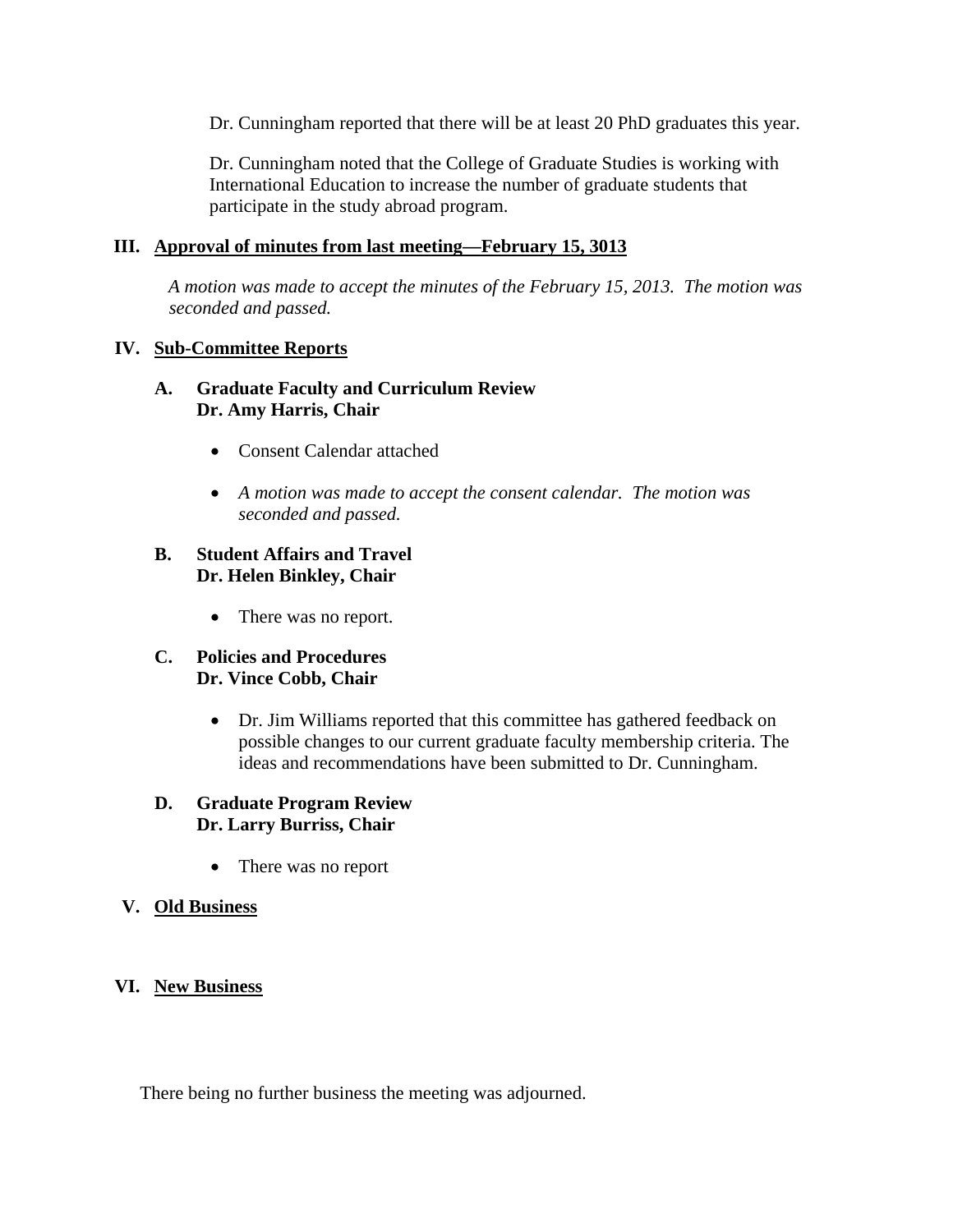Dr. Cunningham reported that there will be at least 20 PhD graduates this year.

Dr. Cunningham noted that the College of Graduate Studies is working with International Education to increase the number of graduate students that participate in the study abroad program.

## III. Approval of minutes from last meeting—February 15, 3013

*A motion was made to accept the minutes of the February 15, 2013. The motion was seconded and passed.*

## IV. Sub-Committee Reports

### A. Graduate Faculty and Curriculum Review
**Dr. Amy Harris, Chair**

- Consent Calendar attached
- *A motion was made to accept the consent calendar. The motion was seconded and passed.*

### B. Student Affairs and Travel
**Dr. Helen Binkley, Chair**

- There was no report.

### C. Policies and Procedures
**Dr. Vince Cobb, Chair**

- Dr. Jim Williams reported that this committee has gathered feedback on possible changes to our current graduate faculty membership criteria. The ideas and recommendations have been submitted to Dr. Cunningham.

### D. Graduate Program Review
**Dr. Larry Burriss, Chair**

- There was no report

## V. Old Business

## VI. New Business

There being no further business the meeting was adjourned.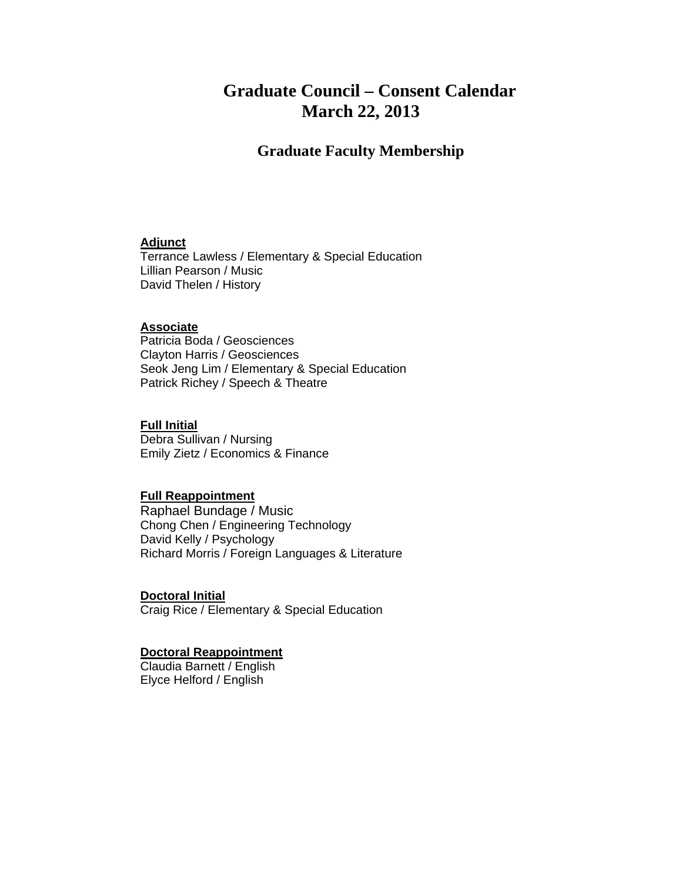# Graduate Council – Consent Calendar
# March 22, 2013

## Graduate Faculty Membership

**Adjunct**
Terrance Lawless / Elementary & Special Education
Lillian Pearson / Music
David Thelen / History

**Associate**
Patricia Boda / Geosciences
Clayton Harris / Geosciences
Seok Jeng Lim / Elementary & Special Education
Patrick Richey / Speech & Theatre

**Full Initial**
Debra Sullivan / Nursing
Emily Zietz / Economics & Finance

**Full Reappointment**
Raphael Bundage / Music
Chong Chen / Engineering Technology
David Kelly / Psychology
Richard Morris / Foreign Languages & Literature

**Doctoral Initial**
Craig Rice / Elementary & Special Education

**Doctoral Reappointment**
Claudia Barnett / English
Elyce Helford / English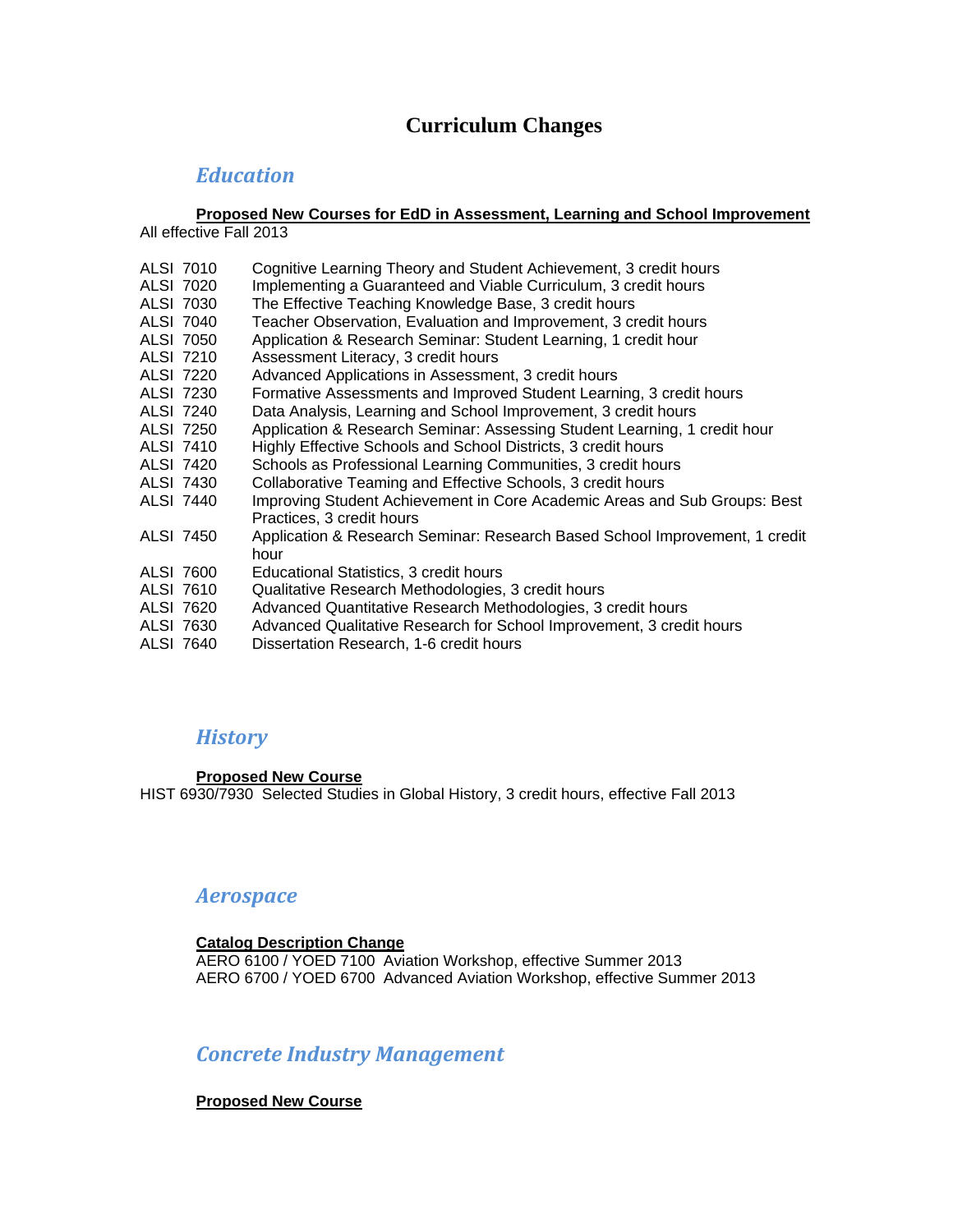# Curriculum Changes

## *Education*

**Proposed New Courses for EdD in Assessment, Learning and School Improvement**

All effective Fall 2013

| | |
|---|---|
| ALSI 7010 | Cognitive Learning Theory and Student Achievement, 3 credit hours |
| ALSI 7020 | Implementing a Guaranteed and Viable Curriculum, 3 credit hours |
| ALSI 7030 | The Effective Teaching Knowledge Base, 3 credit hours |
| ALSI 7040 | Teacher Observation, Evaluation and Improvement, 3 credit hours |
| ALSI 7050 | Application & Research Seminar: Student Learning, 1 credit hour |
| ALSI 7210 | Assessment Literacy, 3 credit hours |
| ALSI 7220 | Advanced Applications in Assessment, 3 credit hours |
| ALSI 7230 | Formative Assessments and Improved Student Learning, 3 credit hours |
| ALSI 7240 | Data Analysis, Learning and School Improvement, 3 credit hours |
| ALSI 7250 | Application & Research Seminar: Assessing Student Learning, 1 credit hour |
| ALSI 7410 | Highly Effective Schools and School Districts, 3 credit hours |
| ALSI 7420 | Schools as Professional Learning Communities, 3 credit hours |
| ALSI 7430 | Collaborative Teaming and Effective Schools, 3 credit hours |
| ALSI 7440 | Improving Student Achievement in Core Academic Areas and Sub Groups: Best Practices, 3 credit hours |
| ALSI 7450 | Application & Research Seminar: Research Based School Improvement, 1 credit hour |
| ALSI 7600 | Educational Statistics, 3 credit hours |
| ALSI 7610 | Qualitative Research Methodologies, 3 credit hours |
| ALSI 7620 | Advanced Quantitative Research Methodologies, 3 credit hours |
| ALSI 7630 | Advanced Qualitative Research for School Improvement, 3 credit hours |
| ALSI 7640 | Dissertation Research, 1-6 credit hours |

## *History*

**Proposed New Course**

HIST 6930/7930 Selected Studies in Global History, 3 credit hours, effective Fall 2013

## *Aerospace*

**Catalog Description Change**

AERO 6100 / YOED 7100 Aviation Workshop, effective Summer 2013
AERO 6700 / YOED 6700 Advanced Aviation Workshop, effective Summer 2013

## *Concrete Industry Management*

**Proposed New Course**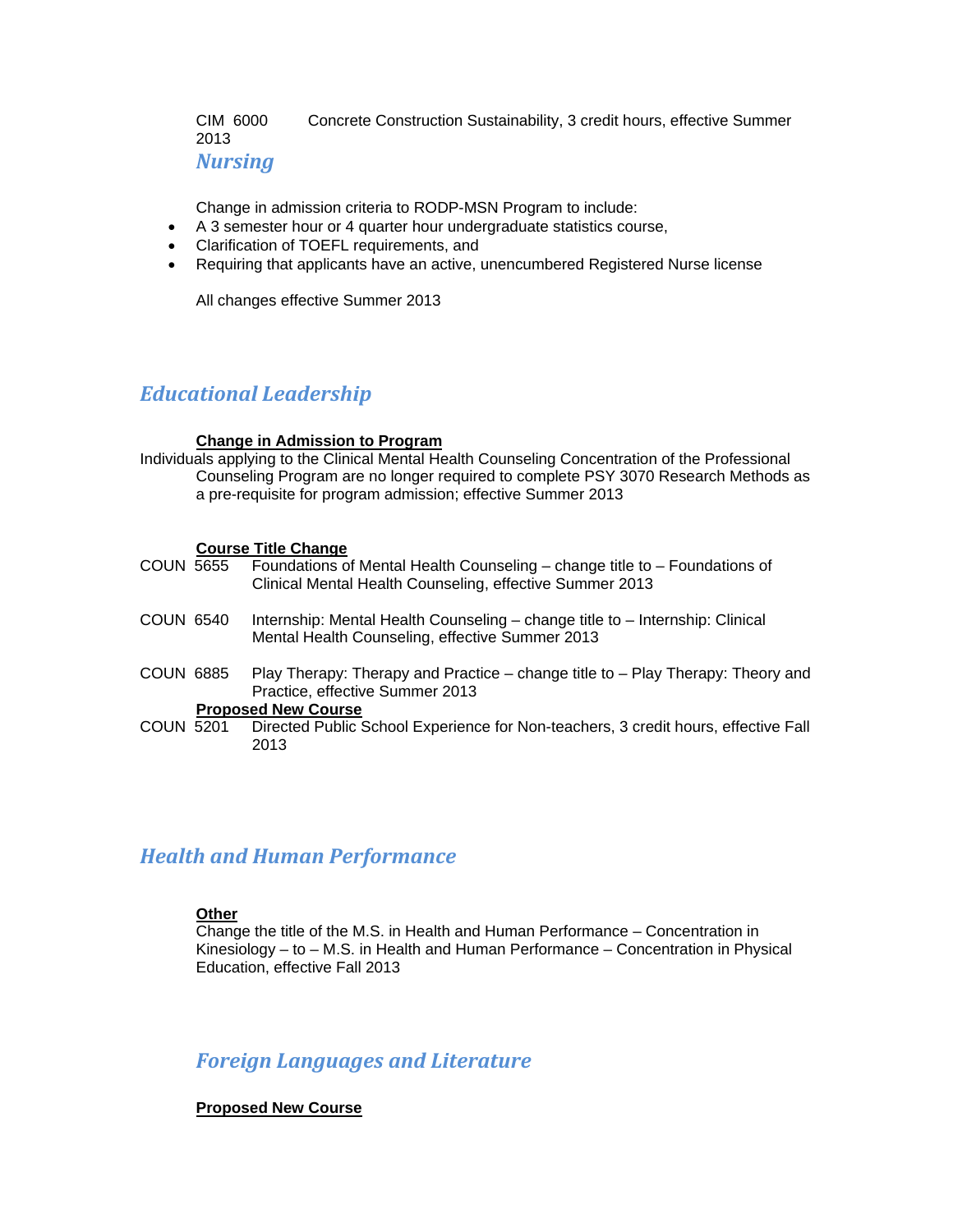CIM 6000 Concrete Construction Sustainability, 3 credit hours, effective Summer 2013

## *Nursing*

Change in admission criteria to RODP-MSN Program to include:

- A 3 semester hour or 4 quarter hour undergraduate statistics course,
- Clarification of TOEFL requirements, and
- Requiring that applicants have an active, unencumbered Registered Nurse license

All changes effective Summer 2013

## *Educational Leadership*

**Change in Admission to Program**

Individuals applying to the Clinical Mental Health Counseling Concentration of the Professional Counseling Program are no longer required to complete PSY 3070 Research Methods as a pre-requisite for program admission; effective Summer 2013

**Course Title Change**

COUN 5655 Foundations of Mental Health Counseling – change title to – Foundations of Clinical Mental Health Counseling, effective Summer 2013

COUN 6540 Internship: Mental Health Counseling – change title to – Internship: Clinical Mental Health Counseling, effective Summer 2013

COUN 6885 Play Therapy: Therapy and Practice – change title to – Play Therapy: Theory and Practice, effective Summer 2013

**Proposed New Course**

COUN 5201 Directed Public School Experience for Non-teachers, 3 credit hours, effective Fall 2013

## *Health and Human Performance*

**Other**

Change the title of the M.S. in Health and Human Performance – Concentration in Kinesiology – to – M.S. in Health and Human Performance – Concentration in Physical Education, effective Fall 2013

## *Foreign Languages and Literature*

**Proposed New Course**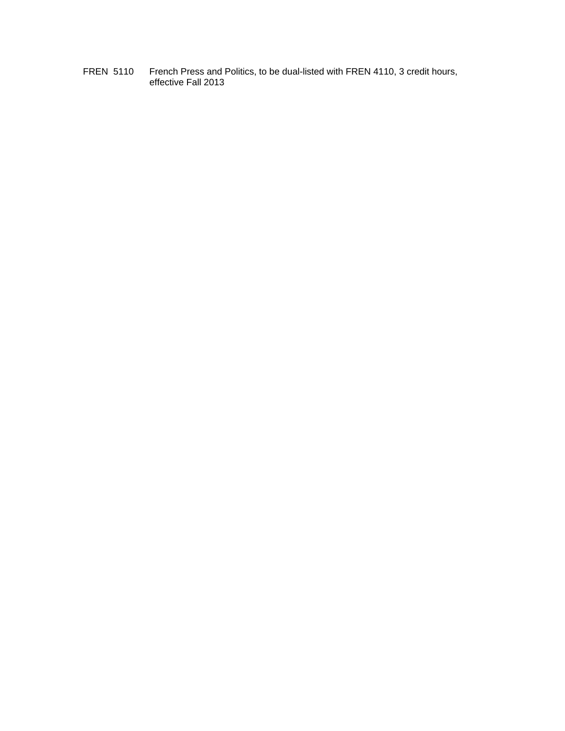FREN 5110 French Press and Politics, to be dual-listed with FREN 4110, 3 credit hours, effective Fall 2013